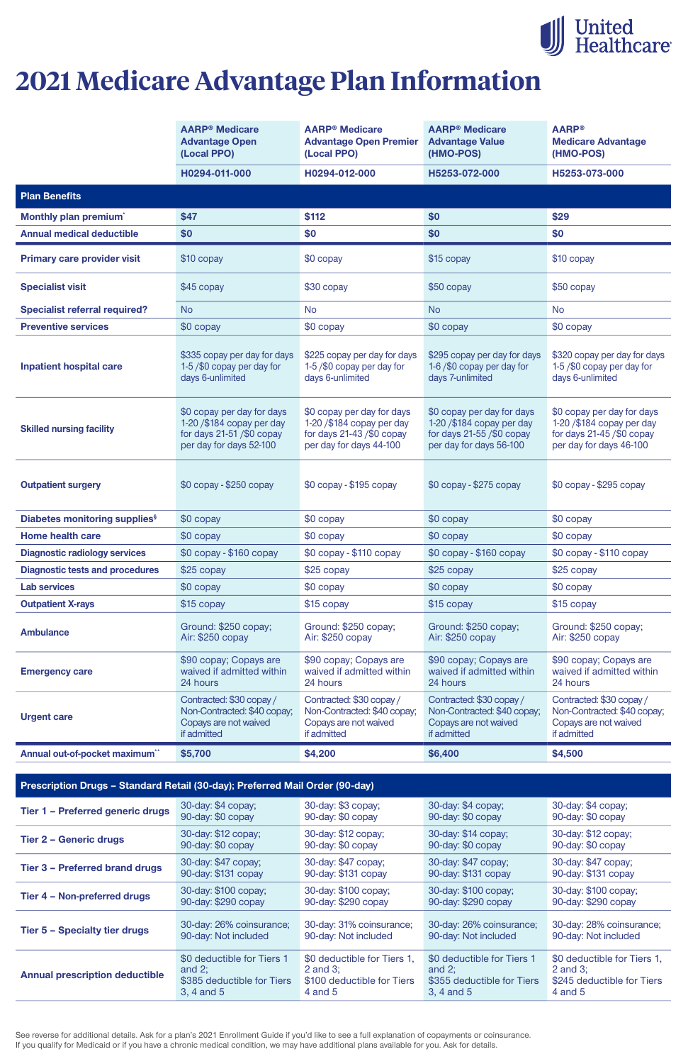United Healthcare

# 2021 Medicare Advantage Plan Information

| | AARP® Medicare Advantage Open (Local PPO) | AARP® Medicare Advantage Open Premier (Local PPO) | AARP® Medicare Advantage Value (HMO-POS) | AARP® Medicare Advantage (HMO-POS) |
|---|---|---|---|---|
| | H0294-011-000 | H0294-012-000 | H5253-072-000 | H5253-073-000 |
| **Plan Benefits** | | | | |
| **Monthly plan premium*** | **$47** | **$112** | **$0** | **$29** |
| **Annual medical deductible** | **$0** | **$0** | **$0** | **$0** |
| **Primary care provider visit** | $10 copay | $0 copay | $15 copay | $10 copay |
| **Specialist visit** | $45 copay | $30 copay | $50 copay | $50 copay |
| **Specialist referral required?** | No | No | No | No |
| **Preventive services** | $0 copay | $0 copay | $0 copay | $0 copay |
| **Inpatient hospital care** | $335 copay per day for days 1-5 /$0 copay per day for days 6-unlimited | $225 copay per day for days 1-5 /$0 copay per day for days 6-unlimited | $295 copay per day for days 1-6 /$0 copay per day for days 7-unlimited | $320 copay per day for days 1-5 /$0 copay per day for days 6-unlimited |
| **Skilled nursing facility** | $0 copay per day for days 1-20 /$184 copay per day for days 21-51 /$0 copay per day for days 52-100 | $0 copay per day for days 1-20 /$184 copay per day for days 21-43 /$0 copay per day for days 44-100 | $0 copay per day for days 1-20 /$184 copay per day for days 21-55 /$0 copay per day for days 56-100 | $0 copay per day for days 1-20 /$184 copay per day for days 21-45 /$0 copay per day for days 46-100 |
| **Outpatient surgery** | $0 copay - $250 copay | $0 copay - $195 copay | $0 copay - $275 copay | $0 copay - $295 copay |
| **Diabetes monitoring supplies§** | $0 copay | $0 copay | $0 copay | $0 copay |
| **Home health care** | $0 copay | $0 copay | $0 copay | $0 copay |
| **Diagnostic radiology services** | $0 copay - $160 copay | $0 copay - $110 copay | $0 copay - $160 copay | $0 copay - $110 copay |
| **Diagnostic tests and procedures** | $25 copay | $25 copay | $25 copay | $25 copay |
| **Lab services** | $0 copay | $0 copay | $0 copay | $0 copay |
| **Outpatient X-rays** | $15 copay | $15 copay | $15 copay | $15 copay |
| **Ambulance** | Ground: $250 copay; Air: $250 copay | Ground: $250 copay; Air: $250 copay | Ground: $250 copay; Air: $250 copay | Ground: $250 copay; Air: $250 copay |
| **Emergency care** | $90 copay; Copays are waived if admitted within 24 hours | $90 copay; Copays are waived if admitted within 24 hours | $90 copay; Copays are waived if admitted within 24 hours | $90 copay; Copays are waived if admitted within 24 hours |
| **Urgent care** | Contracted: $30 copay / Non-Contracted: $40 copay; Copays are not waived if admitted | Contracted: $30 copay / Non-Contracted: $40 copay; Copays are not waived if admitted | Contracted: $30 copay / Non-Contracted: $40 copay; Copays are not waived if admitted | Contracted: $30 copay / Non-Contracted: $40 copay; Copays are not waived if admitted |
| **Annual out-of-pocket maximum**** | **$5,700** | **$4,200** | **$6,400** | **$4,500** |
| **Prescription Drugs – Standard Retail (30-day); Preferred Mail Order (90-day)** | | | | |
| **Tier 1 – Preferred generic drugs** | 30-day: $4 copay; 90-day: $0 copay | 30-day: $3 copay; 90-day: $0 copay | 30-day: $4 copay; 90-day: $0 copay | 30-day: $4 copay; 90-day: $0 copay |
| **Tier 2 – Generic drugs** | 30-day: $12 copay; 90-day: $0 copay | 30-day: $12 copay; 90-day: $0 copay | 30-day: $14 copay; 90-day: $0 copay | 30-day: $12 copay; 90-day: $0 copay |
| **Tier 3 – Preferred brand drugs** | 30-day: $47 copay; 90-day: $131 copay | 30-day: $47 copay; 90-day: $131 copay | 30-day: $47 copay; 90-day: $131 copay | 30-day: $47 copay; 90-day: $131 copay |
| **Tier 4 – Non-preferred drugs** | 30-day: $100 copay; 90-day: $290 copay | 30-day: $100 copay; 90-day: $290 copay | 30-day: $100 copay; 90-day: $290 copay | 30-day: $100 copay; 90-day: $290 copay |
| **Tier 5 – Specialty tier drugs** | 30-day: 26% coinsurance; 90-day: Not included | 30-day: 31% coinsurance; 90-day: Not included | 30-day: 26% coinsurance; 90-day: Not included | 30-day: 28% coinsurance; 90-day: Not included |
| **Annual prescription deductible** | $0 deductible for Tiers 1 and 2; $385 deductible for Tiers 3, 4 and 5 | $0 deductible for Tiers 1, 2 and 3; $100 deductible for Tiers 4 and 5 | $0 deductible for Tiers 1 and 2; $355 deductible for Tiers 3, 4 and 5 | $0 deductible for Tiers 1, 2 and 3; $245 deductible for Tiers 4 and 5 |

See reverse for additional details. Ask for a plan's 2021 Enrollment Guide if you'd like to see a full explanation of copayments or coinsurance.
If you qualify for Medicaid or if you have a chronic medical condition, we may have additional plans available for you. Ask for details.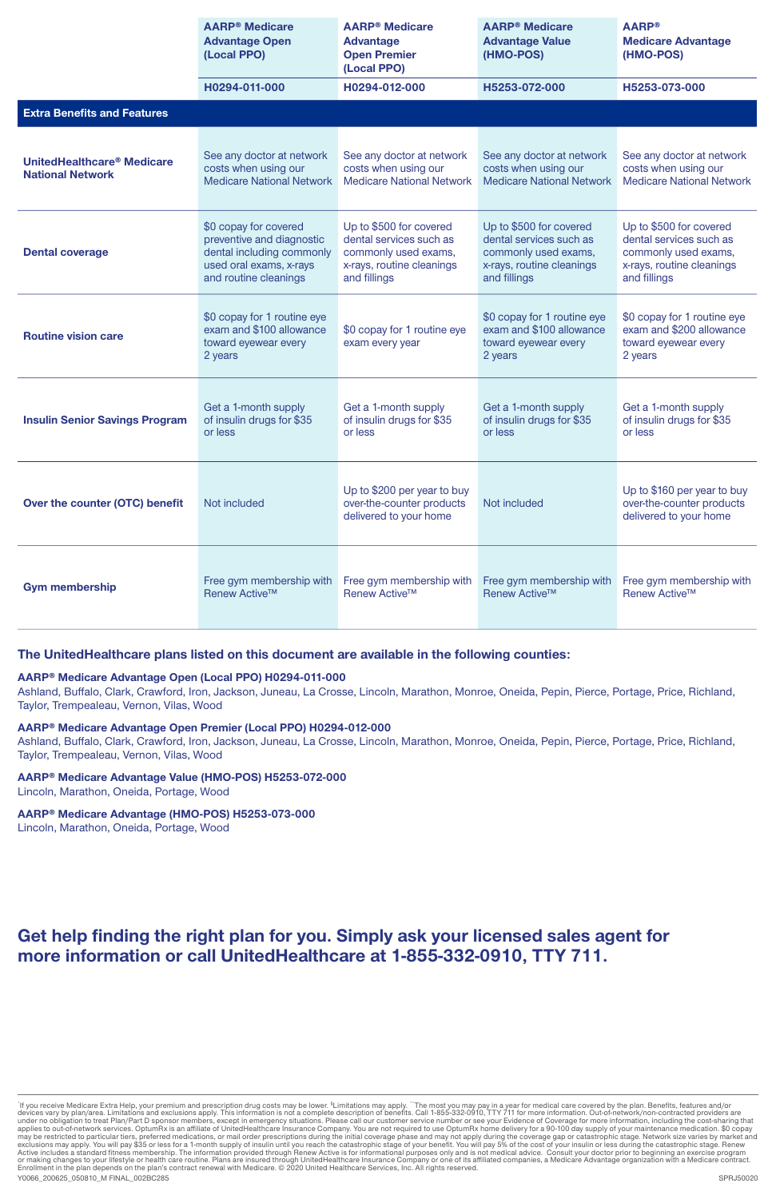| | AARP® Medicare Advantage Open (Local PPO) | AARP® Medicare Advantage Open Premier (Local PPO) | AARP® Medicare Advantage Value (HMO-POS) | AARP® Medicare Advantage (HMO-POS) |
|---|---|---|---|---|
| | H0294-011-000 | H0294-012-000 | H5253-072-000 | H5253-073-000 |
| **Extra Benefits and Features** | | | | |
| **UnitedHealthcare® Medicare National Network** | See any doctor at network costs when using our Medicare National Network | See any doctor at network costs when using our Medicare National Network | See any doctor at network costs when using our Medicare National Network | See any doctor at network costs when using our Medicare National Network |
| **Dental coverage** | $0 copay for covered preventive and diagnostic dental including commonly used oral exams, x-rays and routine cleanings | Up to $500 for covered dental services such as commonly used exams, x-rays, routine cleanings and fillings | Up to $500 for covered dental services such as commonly used exams, x-rays, routine cleanings and fillings | Up to $500 for covered dental services such as commonly used exams, x-rays, routine cleanings and fillings |
| **Routine vision care** | $0 copay for 1 routine eye exam and $100 allowance toward eyewear every 2 years | $0 copay for 1 routine eye exam every year | $0 copay for 1 routine eye exam and $100 allowance toward eyewear every 2 years | $0 copay for 1 routine eye exam and $200 allowance toward eyewear every 2 years |
| **Insulin Senior Savings Program** | Get a 1-month supply of insulin drugs for $35 or less | Get a 1-month supply of insulin drugs for $35 or less | Get a 1-month supply of insulin drugs for $35 or less | Get a 1-month supply of insulin drugs for $35 or less |
| **Over the counter (OTC) benefit** | Not included | Up to $200 per year to buy over-the-counter products delivered to your home | Not included | Up to $160 per year to buy over-the-counter products delivered to your home |
| **Gym membership** | Free gym membership with Renew Active™ | Free gym membership with Renew Active™ | Free gym membership with Renew Active™ | Free gym membership with Renew Active™ |

## The UnitedHealthcare plans listed on this document are available in the following counties:

**AARP® Medicare Advantage Open (Local PPO) H0294-011-000**
Ashland, Buffalo, Clark, Crawford, Iron, Jackson, Juneau, La Crosse, Lincoln, Marathon, Monroe, Oneida, Pepin, Pierce, Portage, Price, Richland, Taylor, Trempealeau, Vernon, Vilas, Wood

**AARP® Medicare Advantage Open Premier (Local PPO) H0294-012-000**
Ashland, Buffalo, Clark, Crawford, Iron, Jackson, Juneau, La Crosse, Lincoln, Marathon, Monroe, Oneida, Pepin, Pierce, Portage, Price, Richland, Taylor, Trempealeau, Vernon, Vilas, Wood

**AARP® Medicare Advantage Value (HMO-POS) H5253-072-000**
Lincoln, Marathon, Oneida, Portage, Wood

**AARP® Medicare Advantage (HMO-POS) H5253-073-000**
Lincoln, Marathon, Oneida, Portage, Wood

## Get help finding the right plan for you. Simply ask your licensed sales agent for more information or call UnitedHealthcare at 1-855-332-0910, TTY 711.

*If you receive Medicare Extra Help, your premium and prescription drug costs may be lower. §Limitations may apply. **The most you may pay in a year for medical care covered by the plan. Benefits, features and/or devices vary by plan/area. Limitations and exclusions apply. This information is not a complete description of benefits. Call 1-855-332-0910, TTY 711 for more information. Out-of-network/non-contracted providers are under no obligation to treat Plan/Part D sponsor members, except in emergency situations. Please call our customer service number or see your Evidence of Coverage for more information, including the cost-sharing that applies to out-of-network services. OptumRx is an affiliate of UnitedHealthcare Insurance Company. You are not required to use OptumRx home delivery for a 90-100 day supply of your maintenance medication. $0 copay may be restricted to particular tiers, preferred medications, or mail order prescriptions during the initial coverage phase and may not apply during the coverage gap or catastrophic stage. Network size varies by market and exclusions may apply. You will pay $35 or less for a 1-month supply of insulin until you reach the catastrophic stage of your benefit. You will pay 5% of the cost of your insulin or less during the catastrophic stage. Renew Active includes a standard fitness membership. The information provided through Renew Active is for informational purposes only and is not medical advice. Consult your doctor prior to beginning an exercise program or making changes to your lifestyle or health care routine. Plans are insured through UnitedHealthcare Insurance Company or one of its affiliated companies, a Medicare Advantage organization with a Medicare contract. Enrollment in the plan depends on the plan's contract renewal with Medicare. © 2020 United Healthcare Services, Inc. All rights reserved.

Y0066_200625_050810_M FINAL_002BC285 SPRJ50020